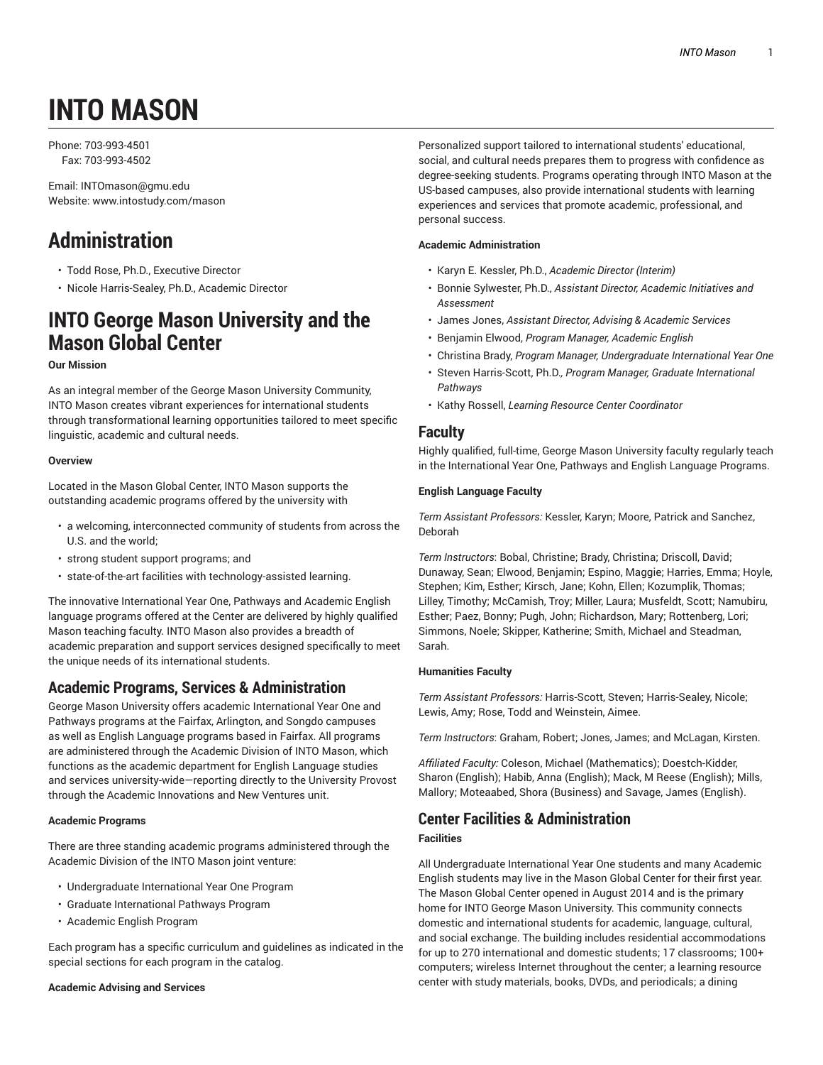# INTO MASON

Phone: 703-993-4501
Fax: 703-993-4502

Email: INTOmason@gmu.edu
Website: www.intostudy.com/mason

# Administration

- Todd Rose, Ph.D., Executive Director
- Nicole Harris-Sealey, Ph.D., Academic Director

# INTO George Mason University and the Mason Global Center

**Our Mission**

As an integral member of the George Mason University Community, INTO Mason creates vibrant experiences for international students through transformational learning opportunities tailored to meet specific linguistic, academic and cultural needs.

**Overview**

Located in the Mason Global Center, INTO Mason supports the outstanding academic programs offered by the university with

- a welcoming, interconnected community of students from across the U.S. and the world;
- strong student support programs; and
- state-of-the-art facilities with technology-assisted learning.

The innovative International Year One, Pathways and Academic English language programs offered at the Center are delivered by highly qualified Mason teaching faculty. INTO Mason also provides a breadth of academic preparation and support services designed specifically to meet the unique needs of its international students.

## Academic Programs, Services & Administration

George Mason University offers academic International Year One and Pathways programs at the Fairfax, Arlington, and Songdo campuses as well as English Language programs based in Fairfax. All programs are administered through the Academic Division of INTO Mason, which functions as the academic department for English Language studies and services university-wide—reporting directly to the University Provost through the Academic Innovations and New Ventures unit.

**Academic Programs**

There are three standing academic programs administered through the Academic Division of the INTO Mason joint venture:

- Undergraduate International Year One Program
- Graduate International Pathways Program
- Academic English Program

Each program has a specific curriculum and guidelines as indicated in the special sections for each program in the catalog.

**Academic Advising and Services**

Personalized support tailored to international students' educational, social, and cultural needs prepares them to progress with confidence as degree-seeking students. Programs operating through INTO Mason at the US-based campuses, also provide international students with learning experiences and services that promote academic, professional, and personal success.

**Academic Administration**

- Karyn E. Kessler, Ph.D., *Academic Director (Interim)*
- Bonnie Sylwester, Ph.D., *Assistant Director, Academic Initiatives and Assessment*
- James Jones, *Assistant Director, Advising & Academic Services*
- Benjamin Elwood, *Program Manager, Academic English*
- Christina Brady, *Program Manager, Undergraduate International Year One*
- Steven Harris-Scott, Ph.D*., Program Manager, Graduate International Pathways*
- Kathy Rossell, *Learning Resource Center Coordinator*

## Faculty

Highly qualified, full-time, George Mason University faculty regularly teach in the International Year One, Pathways and English Language Programs.

**English Language Faculty**

*Term Assistant Professors:* Kessler, Karyn; Moore, Patrick and Sanchez, Deborah

*Term Instructors*: Bobal, Christine; Brady, Christina; Driscoll, David; Dunaway, Sean; Elwood, Benjamin; Espino, Maggie; Harries, Emma; Hoyle, Stephen; Kim, Esther; Kirsch, Jane; Kohn, Ellen; Kozumplik, Thomas; Lilley, Timothy; McCamish, Troy; Miller, Laura; Musfeldt, Scott; Namubiru, Esther; Paez, Bonny; Pugh, John; Richardson, Mary; Rottenberg, Lori; Simmons, Noele; Skipper, Katherine; Smith, Michael and Steadman, Sarah.

**Humanities Faculty**

*Term Assistant Professors:* Harris-Scott, Steven; Harris-Sealey, Nicole; Lewis, Amy; Rose, Todd and Weinstein, Aimee.

*Term Instructors*: Graham, Robert; Jones, James; and McLagan, Kirsten.

*Affiliated Faculty:* Coleson, Michael (Mathematics); Doestch-Kidder, Sharon (English); Habib, Anna (English); Mack, M Reese (English); Mills, Mallory; Moteaabed, Shora (Business) and Savage, James (English).

## Center Facilities & Administration

**Facilities**

All Undergraduate International Year One students and many Academic English students may live in the Mason Global Center for their first year. The Mason Global Center opened in August 2014 and is the primary home for INTO George Mason University. This community connects domestic and international students for academic, language, cultural, and social exchange. The building includes residential accommodations for up to 270 international and domestic students; 17 classrooms; 100+ computers; wireless Internet throughout the center; a learning resource center with study materials, books, DVDs, and periodicals; a dining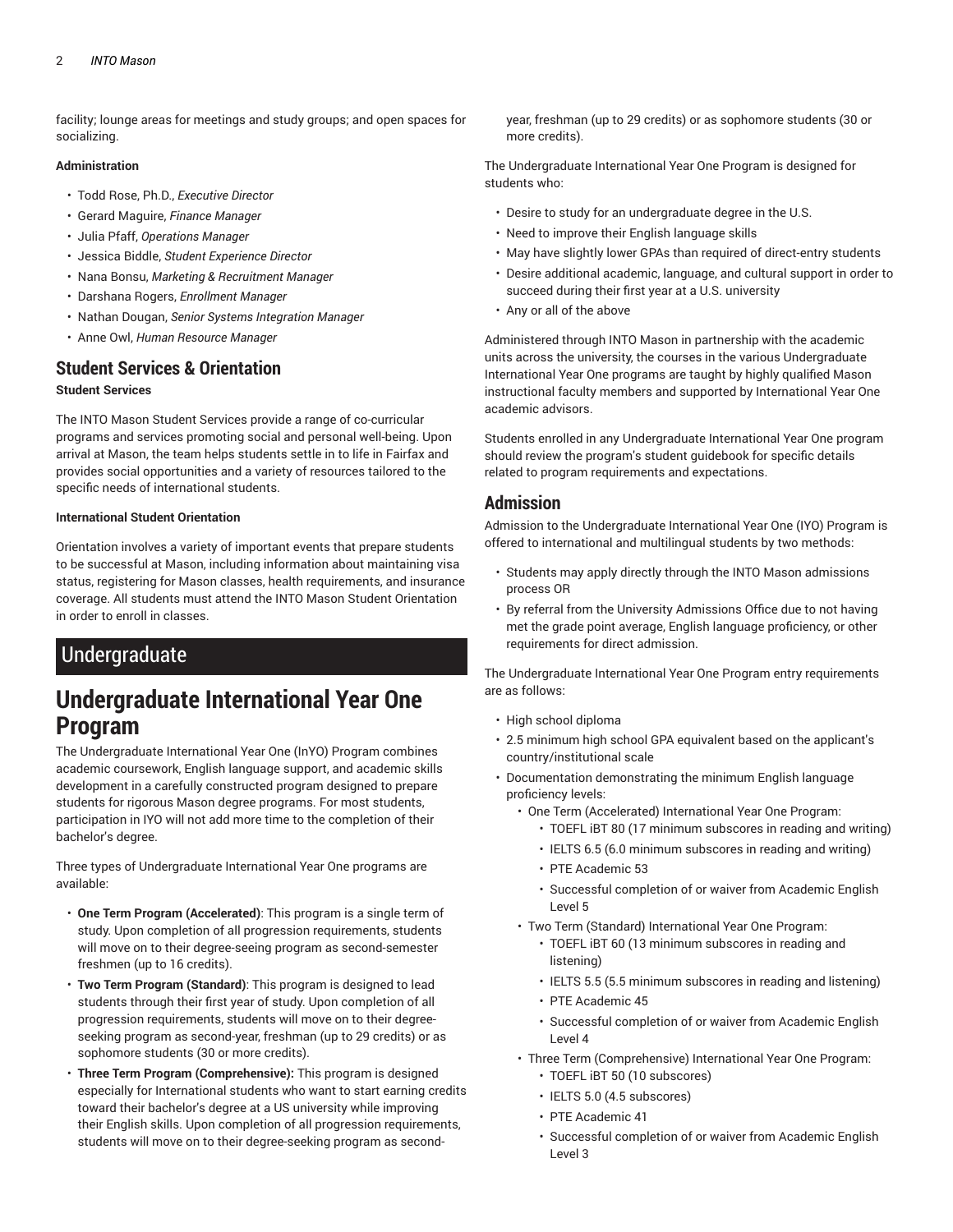facility; lounge areas for meetings and study groups; and open spaces for socializing.

**Administration**

- Todd Rose, Ph.D., *Executive Director*
- Gerard Maguire, *Finance Manager*
- Julia Pfaff, *Operations Manager*
- Jessica Biddle, *Student Experience Director*
- Nana Bonsu, *Marketing & Recruitment Manager*
- Darshana Rogers, *Enrollment Manager*
- Nathan Dougan, *Senior Systems Integration Manager*
- Anne Owl, *Human Resource Manager*

## Student Services & Orientation

**Student Services**

The INTO Mason Student Services provide a range of co-curricular programs and services promoting social and personal well-being. Upon arrival at Mason, the team helps students settle in to life in Fairfax and provides social opportunities and a variety of resources tailored to the specific needs of international students.

**International Student Orientation**

Orientation involves a variety of important events that prepare students to be successful at Mason, including information about maintaining visa status, registering for Mason classes, health requirements, and insurance coverage. All students must attend the INTO Mason Student Orientation in order to enroll in classes.

# Undergraduate

## Undergraduate International Year One Program

The Undergraduate International Year One (InYO) Program combines academic coursework, English language support, and academic skills development in a carefully constructed program designed to prepare students for rigorous Mason degree programs. For most students, participation in IYO will not add more time to the completion of their bachelor's degree.

Three types of Undergraduate International Year One programs are available:

- **One Term Program (Accelerated)**: This program is a single term of study. Upon completion of all progression requirements, students will move on to their degree-seeing program as second-semester freshmen (up to 16 credits).
- **Two Term Program (Standard)**: This program is designed to lead students through their first year of study. Upon completion of all progression requirements, students will move on to their degree-seeking program as second-year, freshman (up to 29 credits) or as sophomore students (30 or more credits).
- **Three Term Program (Comprehensive):** This program is designed especially for International students who want to start earning credits toward their bachelor's degree at a US university while improving their English skills. Upon completion of all progression requirements, students will move on to their degree-seeking program as second-year, freshman (up to 29 credits) or as sophomore students (30 or more credits).

The Undergraduate International Year One Program is designed for students who:

- Desire to study for an undergraduate degree in the U.S.
- Need to improve their English language skills
- May have slightly lower GPAs than required of direct-entry students
- Desire additional academic, language, and cultural support in order to succeed during their first year at a U.S. university
- Any or all of the above

Administered through INTO Mason in partnership with the academic units across the university, the courses in the various Undergraduate International Year One programs are taught by highly qualified Mason instructional faculty members and supported by International Year One academic advisors.

Students enrolled in any Undergraduate International Year One program should review the program's student guidebook for specific details related to program requirements and expectations.

## Admission

Admission to the Undergraduate International Year One (IYO) Program is offered to international and multilingual students by two methods:

- Students may apply directly through the INTO Mason admissions process OR
- By referral from the University Admissions Office due to not having met the grade point average, English language proficiency, or other requirements for direct admission.

The Undergraduate International Year One Program entry requirements are as follows:

- High school diploma
- 2.5 minimum high school GPA equivalent based on the applicant's country/institutional scale
- Documentation demonstrating the minimum English language proficiency levels:
  - One Term (Accelerated) International Year One Program:
    - TOEFL iBT 80 (17 minimum subscores in reading and writing)
    - IELTS 6.5 (6.0 minimum subscores in reading and writing)
    - PTE Academic 53
    - Successful completion of or waiver from Academic English Level 5
  - Two Term (Standard) International Year One Program:
    - TOEFL iBT 60 (13 minimum subscores in reading and listening)
    - IELTS 5.5 (5.5 minimum subscores in reading and listening)
    - PTE Academic 45
    - Successful completion of or waiver from Academic English Level 4
  - Three Term (Comprehensive) International Year One Program:
    - TOEFL iBT 50 (10 subscores)
    - IELTS 5.0 (4.5 subscores)
    - PTE Academic 41
    - Successful completion of or waiver from Academic English Level 3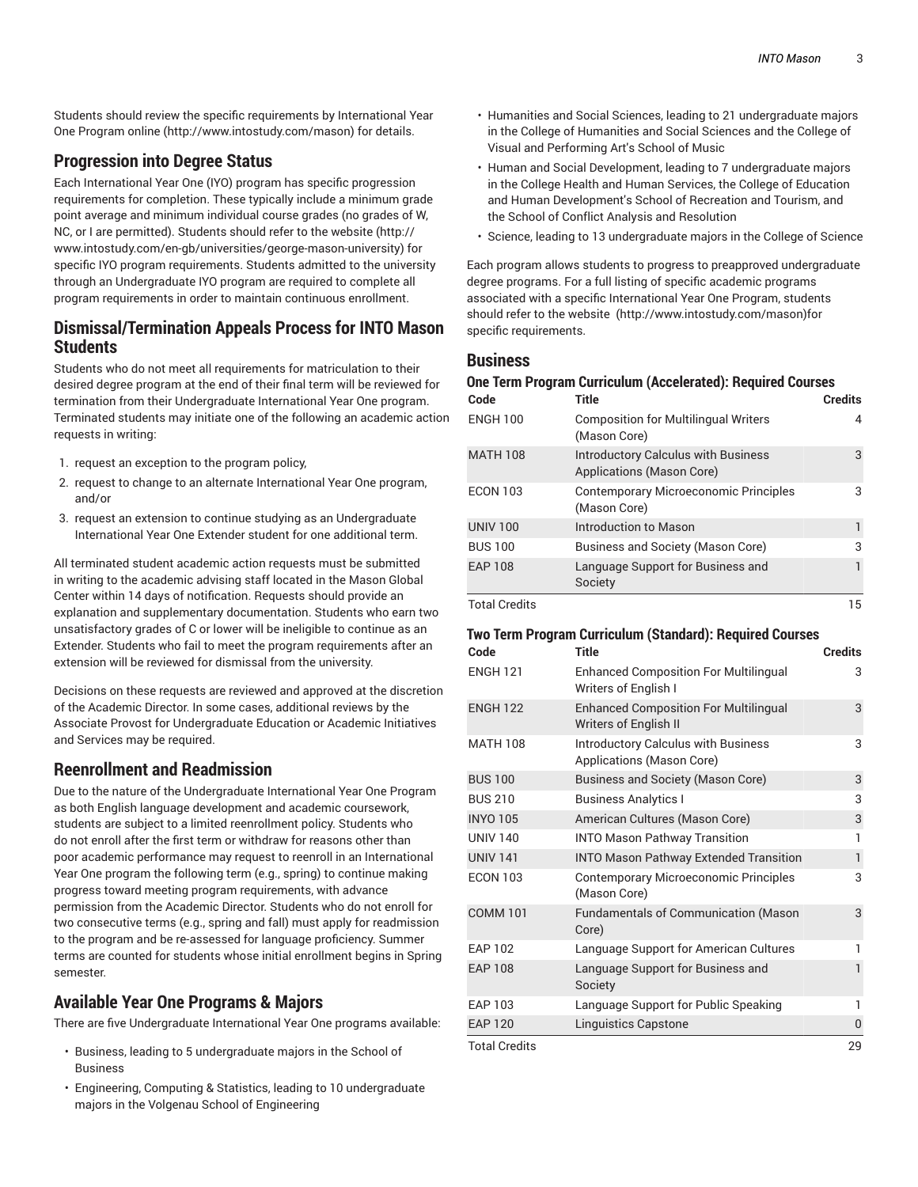Students should review the specific requirements by International Year One Program online (http://www.intostudy.com/mason) for details.

## Progression into Degree Status

Each International Year One (IYO) program has specific progression requirements for completion. These typically include a minimum grade point average and minimum individual course grades (no grades of W, NC, or I are permitted). Students should refer to the website (http://www.intostudy.com/en-gb/universities/george-mason-university) for specific IYO program requirements. Students admitted to the university through an Undergraduate IYO program are required to complete all program requirements in order to maintain continuous enrollment.

## Dismissal/Termination Appeals Process for INTO Mason Students

Students who do not meet all requirements for matriculation to their desired degree program at the end of their final term will be reviewed for termination from their Undergraduate International Year One program. Terminated students may initiate one of the following an academic action requests in writing:

1. request an exception to the program policy,
2. request to change to an alternate International Year One program, and/or
3. request an extension to continue studying as an Undergraduate International Year One Extender student for one additional term.

All terminated student academic action requests must be submitted in writing to the academic advising staff located in the Mason Global Center within 14 days of notification. Requests should provide an explanation and supplementary documentation. Students who earn two unsatisfactory grades of C or lower will be ineligible to continue as an Extender. Students who fail to meet the program requirements after an extension will be reviewed for dismissal from the university.

Decisions on these requests are reviewed and approved at the discretion of the Academic Director. In some cases, additional reviews by the Associate Provost for Undergraduate Education or Academic Initiatives and Services may be required.

## Reenrollment and Readmission

Due to the nature of the Undergraduate International Year One Program as both English language development and academic coursework, students are subject to a limited reenrollment policy. Students who do not enroll after the first term or withdraw for reasons other than poor academic performance may request to reenroll in an International Year One program the following term (e.g., spring) to continue making progress toward meeting program requirements, with advance permission from the Academic Director. Students who do not enroll for two consecutive terms (e.g., spring and fall) must apply for readmission to the program and be re-assessed for language proficiency. Summer terms are counted for students whose initial enrollment begins in Spring semester.

## Available Year One Programs & Majors

There are five Undergraduate International Year One programs available:

- Business, leading to 5 undergraduate majors in the School of Business
- Engineering, Computing & Statistics, leading to 10 undergraduate majors in the Volgenau School of Engineering
- Humanities and Social Sciences, leading to 21 undergraduate majors in the College of Humanities and Social Sciences and the College of Visual and Performing Art's School of Music
- Human and Social Development, leading to 7 undergraduate majors in the College Health and Human Services, the College of Education and Human Development's School of Recreation and Tourism, and the School of Conflict Analysis and Resolution
- Science, leading to 13 undergraduate majors in the College of Science

Each program allows students to progress to preapproved undergraduate degree programs. For a full listing of specific academic programs associated with a specific International Year One Program, students should refer to the website (http://www.intostudy.com/mason)for specific requirements.

## Business

### One Term Program Curriculum (Accelerated): Required Courses

| Code | Title | Credits |
|---|---|---|
| ENGH 100 | Composition for Multilingual Writers (Mason Core) | 4 |
| MATH 108 | Introductory Calculus with Business Applications (Mason Core) | 3 |
| ECON 103 | Contemporary Microeconomic Principles (Mason Core) | 3 |
| UNIV 100 | Introduction to Mason | 1 |
| BUS 100 | Business and Society (Mason Core) | 3 |
| EAP 108 | Language Support for Business and Society | 1 |
| Total Credits | | 15 |

### Two Term Program Curriculum (Standard): Required Courses

| Code | Title | Credits |
|---|---|---|
| ENGH 121 | Enhanced Composition For Multilingual Writers of English I | 3 |
| ENGH 122 | Enhanced Composition For Multilingual Writers of English II | 3 |
| MATH 108 | Introductory Calculus with Business Applications (Mason Core) | 3 |
| BUS 100 | Business and Society (Mason Core) | 3 |
| BUS 210 | Business Analytics I | 3 |
| INYO 105 | American Cultures (Mason Core) | 3 |
| UNIV 140 | INTO Mason Pathway Transition | 1 |
| UNIV 141 | INTO Mason Pathway Extended Transition | 1 |
| ECON 103 | Contemporary Microeconomic Principles (Mason Core) | 3 |
| COMM 101 | Fundamentals of Communication (Mason Core) | 3 |
| EAP 102 | Language Support for American Cultures | 1 |
| EAP 108 | Language Support for Business and Society | 1 |
| EAP 103 | Language Support for Public Speaking | 1 |
| EAP 120 | Linguistics Capstone | 0 |
| Total Credits | | 29 |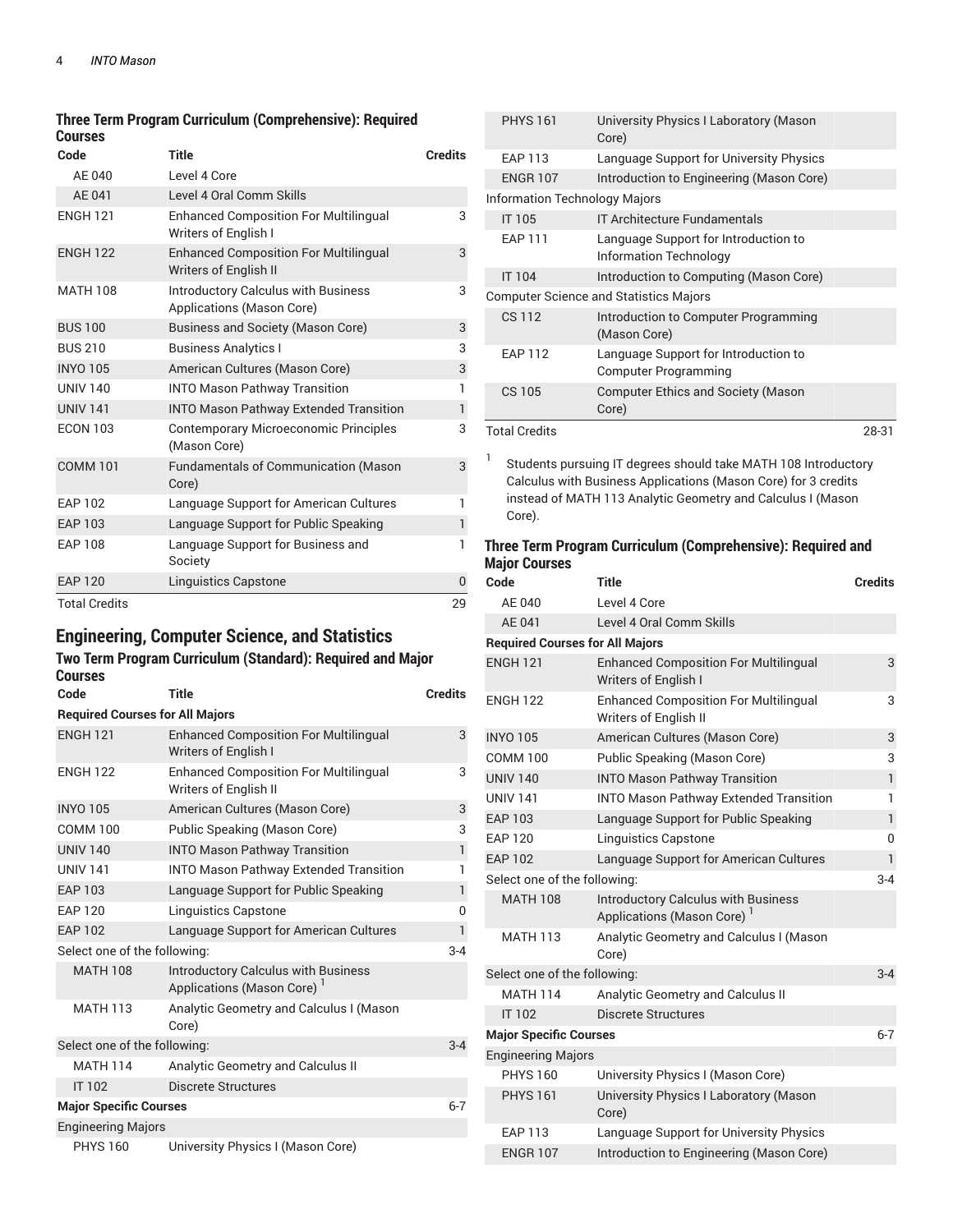### Three Term Program Curriculum (Comprehensive): Required Courses

| Code | Title | Credits |
|---|---|---|
| AE 040 | Level 4 Core | |
| AE 041 | Level 4 Oral Comm Skills | |
| ENGH 121 | Enhanced Composition For Multilingual Writers of English I | 3 |
| ENGH 122 | Enhanced Composition For Multilingual Writers of English II | 3 |
| MATH 108 | Introductory Calculus with Business Applications (Mason Core) | 3 |
| BUS 100 | Business and Society (Mason Core) | 3 |
| BUS 210 | Business Analytics I | 3 |
| INYO 105 | American Cultures (Mason Core) | 3 |
| UNIV 140 | INTO Mason Pathway Transition | 1 |
| UNIV 141 | INTO Mason Pathway Extended Transition | 1 |
| ECON 103 | Contemporary Microeconomic Principles (Mason Core) | 3 |
| COMM 101 | Fundamentals of Communication (Mason Core) | 3 |
| EAP 102 | Language Support for American Cultures | 1 |
| EAP 103 | Language Support for Public Speaking | 1 |
| EAP 108 | Language Support for Business and Society | 1 |
| EAP 120 | Linguistics Capstone | 0 |
| Total Credits | | 29 |

## Engineering, Computer Science, and Statistics

### Two Term Program Curriculum (Standard): Required and Major Courses

| Code | Title | Credits |
|---|---|---|
| **Required Courses for All Majors** | | |
| ENGH 121 | Enhanced Composition For Multilingual Writers of English I | 3 |
| ENGH 122 | Enhanced Composition For Multilingual Writers of English II | 3 |
| INYO 105 | American Cultures (Mason Core) | 3 |
| COMM 100 | Public Speaking (Mason Core) | 3 |
| UNIV 140 | INTO Mason Pathway Transition | 1 |
| UNIV 141 | INTO Mason Pathway Extended Transition | 1 |
| EAP 103 | Language Support for Public Speaking | 1 |
| EAP 120 | Linguistics Capstone | 0 |
| EAP 102 | Language Support for American Cultures | 1 |
| Select one of the following: | | 3-4 |
| MATH 108 | Introductory Calculus with Business Applications (Mason Core) [1] | |
| MATH 113 | Analytic Geometry and Calculus I (Mason Core) | |
| Select one of the following: | | 3-4 |
| MATH 114 | Analytic Geometry and Calculus II | |
| IT 102 | Discrete Structures | |
| **Major Specific Courses** | | 6-7 |
| Engineering Majors | | |
| PHYS 160 | University Physics I (Mason Core) | |
| PHYS 161 | University Physics I Laboratory (Mason Core) | |
| EAP 113 | Language Support for University Physics | |
| ENGR 107 | Introduction to Engineering (Mason Core) | |
| Information Technology Majors | | |
| IT 105 | IT Architecture Fundamentals | |
| EAP 111 | Language Support for Introduction to Information Technology | |
| IT 104 | Introduction to Computing (Mason Core) | |
| Computer Science and Statistics Majors | | |
| CS 112 | Introduction to Computer Programming (Mason Core) | |
| EAP 112 | Language Support for Introduction to Computer Programming | |
| CS 105 | Computer Ethics and Society (Mason Core) | |
| Total Credits | | 28-31 |

[1] Students pursuing IT degrees should take MATH 108 Introductory Calculus with Business Applications (Mason Core) for 3 credits instead of MATH 113 Analytic Geometry and Calculus I (Mason Core).

### Three Term Program Curriculum (Comprehensive): Required and Major Courses

| Code | Title | Credits |
|---|---|---|
| AE 040 | Level 4 Core | |
| AE 041 | Level 4 Oral Comm Skills | |
| **Required Courses for All Majors** | | |
| ENGH 121 | Enhanced Composition For Multilingual Writers of English I | 3 |
| ENGH 122 | Enhanced Composition For Multilingual Writers of English II | 3 |
| INYO 105 | American Cultures (Mason Core) | 3 |
| COMM 100 | Public Speaking (Mason Core) | 3 |
| UNIV 140 | INTO Mason Pathway Transition | 1 |
| UNIV 141 | INTO Mason Pathway Extended Transition | 1 |
| EAP 103 | Language Support for Public Speaking | 1 |
| EAP 120 | Linguistics Capstone | 0 |
| EAP 102 | Language Support for American Cultures | 1 |
| Select one of the following: | | 3-4 |
| MATH 108 | Introductory Calculus with Business Applications (Mason Core) [1] | |
| MATH 113 | Analytic Geometry and Calculus I (Mason Core) | |
| Select one of the following: | | 3-4 |
| MATH 114 | Analytic Geometry and Calculus II | |
| IT 102 | Discrete Structures | |
| **Major Specific Courses** | | 6-7 |
| Engineering Majors | | |
| PHYS 160 | University Physics I (Mason Core) | |
| PHYS 161 | University Physics I Laboratory (Mason Core) | |
| EAP 113 | Language Support for University Physics | |
| ENGR 107 | Introduction to Engineering (Mason Core) | |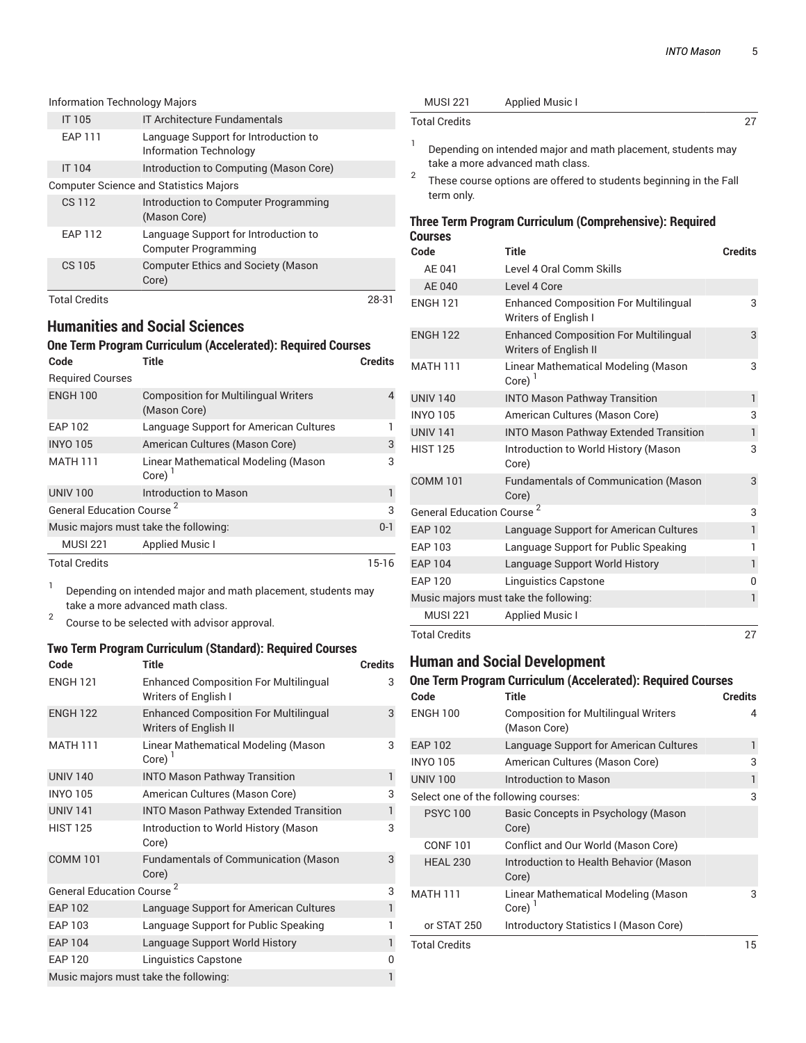| Code | Title | Credits |
|---|---|---|
| Information Technology Majors | | |
| IT 105 | IT Architecture Fundamentals | |
| EAP 111 | Language Support for Introduction to Information Technology | |
| IT 104 | Introduction to Computing (Mason Core) | |
| Computer Science and Statistics Majors | | |
| CS 112 | Introduction to Computer Programming (Mason Core) | |
| EAP 112 | Language Support for Introduction to Computer Programming | |
| CS 105 | Computer Ethics and Society (Mason Core) | |
| Total Credits | | 28-31 |

## Humanities and Social Sciences

### One Term Program Curriculum (Accelerated): Required Courses

| Code | Title | Credits |
|---|---|---|
| Required Courses | | |
| ENGH 100 | Composition for Multilingual Writers (Mason Core) | 4 |
| EAP 102 | Language Support for American Cultures | 1 |
| INYO 105 | American Cultures (Mason Core) | 3 |
| MATH 111 | Linear Mathematical Modeling (Mason Core) [1] | 3 |
| UNIV 100 | Introduction to Mason | 1 |
| General Education Course [2] | | 3 |
| Music majors must take the following: | | 0-1 |
| MUSI 221 | Applied Music I | |
| Total Credits | | 15-16 |

[1] Depending on intended major and math placement, students may take a more advanced math class.

[2] Course to be selected with advisor approval.

### Two Term Program Curriculum (Standard): Required Courses

| Code | Title | Credits |
|---|---|---|
| ENGH 121 | Enhanced Composition For Multilingual Writers of English I | 3 |
| ENGH 122 | Enhanced Composition For Multilingual Writers of English II | 3 |
| MATH 111 | Linear Mathematical Modeling (Mason Core) [1] | 3 |
| UNIV 140 | INTO Mason Pathway Transition | 1 |
| INYO 105 | American Cultures (Mason Core) | 3 |
| UNIV 141 | INTO Mason Pathway Extended Transition | 1 |
| HIST 125 | Introduction to World History (Mason Core) | 3 |
| COMM 101 | Fundamentals of Communication (Mason Core) | 3 |
| General Education Course [2] | | 3 |
| EAP 102 | Language Support for American Cultures | 1 |
| EAP 103 | Language Support for Public Speaking | 1 |
| EAP 104 | Language Support World History | 1 |
| EAP 120 | Linguistics Capstone | 0 |
| Music majors must take the following: | | 1 |
| MUSI 221 | Applied Music I | |
| Total Credits | | 27 |

[1] Depending on intended major and math placement, students may take a more advanced math class.

[2] These course options are offered to students beginning in the Fall term only.

### Three Term Program Curriculum (Comprehensive): Required Courses

| Code | Title | Credits |
|---|---|---|
| AE 041 | Level 4 Oral Comm Skills | |
| AE 040 | Level 4 Core | |
| ENGH 121 | Enhanced Composition For Multilingual Writers of English I | 3 |
| ENGH 122 | Enhanced Composition For Multilingual Writers of English II | 3 |
| MATH 111 | Linear Mathematical Modeling (Mason Core) [1] | 3 |
| UNIV 140 | INTO Mason Pathway Transition | 1 |
| INYO 105 | American Cultures (Mason Core) | 3 |
| UNIV 141 | INTO Mason Pathway Extended Transition | 1 |
| HIST 125 | Introduction to World History (Mason Core) | 3 |
| COMM 101 | Fundamentals of Communication (Mason Core) | 3 |
| General Education Course [2] | | 3 |
| EAP 102 | Language Support for American Cultures | 1 |
| EAP 103 | Language Support for Public Speaking | 1 |
| EAP 104 | Language Support World History | 1 |
| EAP 120 | Linguistics Capstone | 0 |
| Music majors must take the following: | | 1 |
| MUSI 221 | Applied Music I | |
| Total Credits | | 27 |

## Human and Social Development

### One Term Program Curriculum (Accelerated): Required Courses

| Code | Title | Credits |
|---|---|---|
| ENGH 100 | Composition for Multilingual Writers (Mason Core) | 4 |
| EAP 102 | Language Support for American Cultures | 1 |
| INYO 105 | American Cultures (Mason Core) | 3 |
| UNIV 100 | Introduction to Mason | 1 |
| Select one of the following courses: | | 3 |
| PSYC 100 | Basic Concepts in Psychology (Mason Core) | |
| CONF 101 | Conflict and Our World (Mason Core) | |
| HEAL 230 | Introduction to Health Behavior (Mason Core) | |
| MATH 111 | Linear Mathematical Modeling (Mason Core) [1] | 3 |
| or STAT 250 | Introductory Statistics I (Mason Core) | |
| Total Credits | | 15 |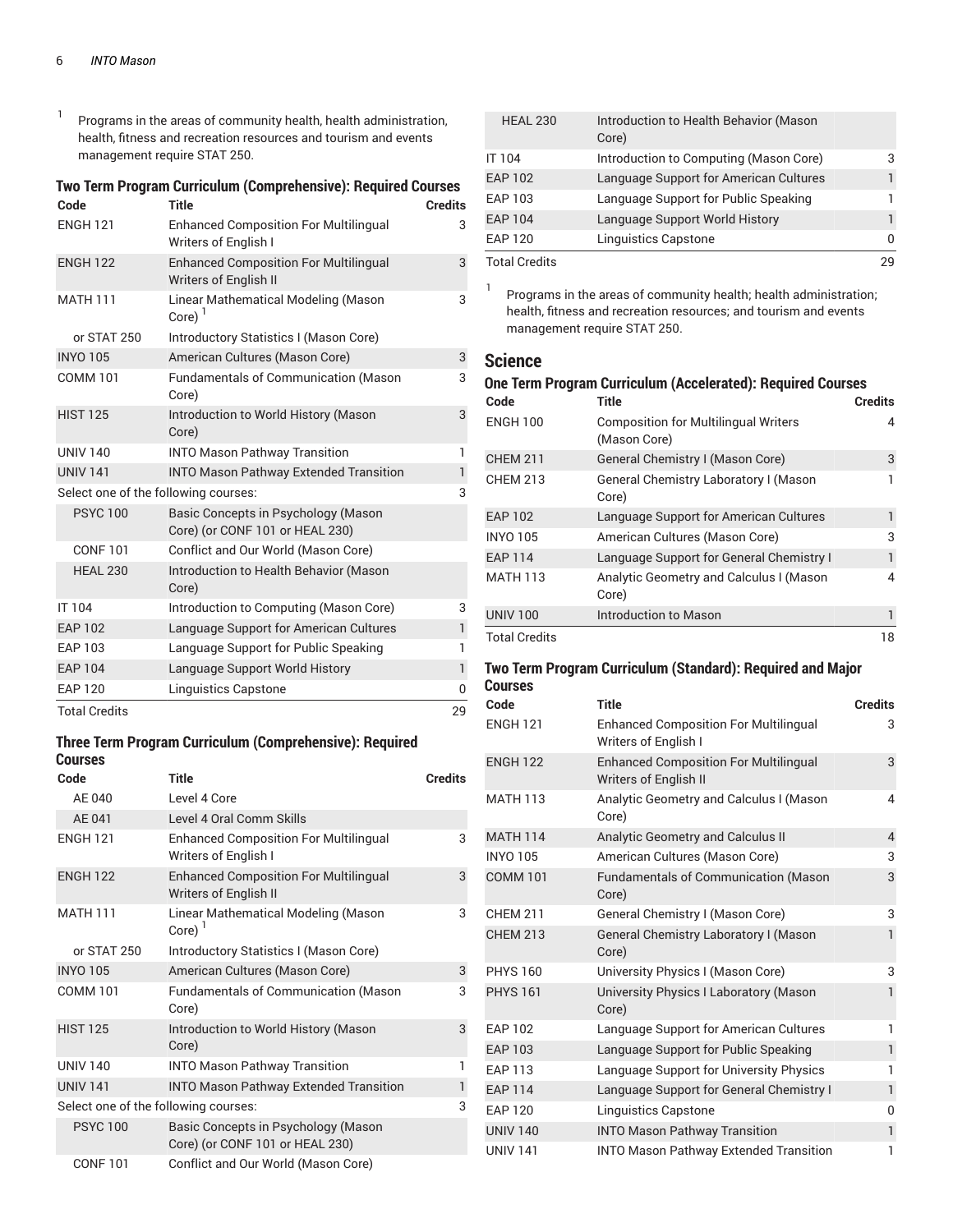1. Programs in the areas of community health, health administration, health, fitness and recreation resources and tourism and events management require STAT 250.

### Two Term Program Curriculum (Comprehensive): Required Courses

| Code | Title | Credits |
|---|---|---|
| ENGH 121 | Enhanced Composition For Multilingual Writers of English I | 3 |
| ENGH 122 | Enhanced Composition For Multilingual Writers of English II | 3 |
| MATH 111 | Linear Mathematical Modeling (Mason Core) [1] | 3 |
| or STAT 250 | Introductory Statistics I (Mason Core) | |
| INYO 105 | American Cultures (Mason Core) | 3 |
| COMM 101 | Fundamentals of Communication (Mason Core) | 3 |
| HIST 125 | Introduction to World History (Mason Core) | 3 |
| UNIV 140 | INTO Mason Pathway Transition | 1 |
| UNIV 141 | INTO Mason Pathway Extended Transition | 1 |
| Select one of the following courses: | | 3 |
| PSYC 100 | Basic Concepts in Psychology (Mason Core) (or CONF 101 or HEAL 230) | |
| CONF 101 | Conflict and Our World (Mason Core) | |
| HEAL 230 | Introduction to Health Behavior (Mason Core) | |
| IT 104 | Introduction to Computing (Mason Core) | 3 |
| EAP 102 | Language Support for American Cultures | 1 |
| EAP 103 | Language Support for Public Speaking | 1 |
| EAP 104 | Language Support World History | 1 |
| EAP 120 | Linguistics Capstone | 0 |
| Total Credits | | 29 |

### Three Term Program Curriculum (Comprehensive): Required Courses

| Code | Title | Credits |
|---|---|---|
| AE 040 | Level 4 Core | |
| AE 041 | Level 4 Oral Comm Skills | |
| ENGH 121 | Enhanced Composition For Multilingual Writers of English I | 3 |
| ENGH 122 | Enhanced Composition For Multilingual Writers of English II | 3 |
| MATH 111 | Linear Mathematical Modeling (Mason Core) [1] | 3 |
| or STAT 250 | Introductory Statistics I (Mason Core) | |
| INYO 105 | American Cultures (Mason Core) | 3 |
| COMM 101 | Fundamentals of Communication (Mason Core) | 3 |
| HIST 125 | Introduction to World History (Mason Core) | 3 |
| UNIV 140 | INTO Mason Pathway Transition | 1 |
| UNIV 141 | INTO Mason Pathway Extended Transition | 1 |
| Select one of the following courses: | | 3 |
| PSYC 100 | Basic Concepts in Psychology (Mason Core) (or CONF 101 or HEAL 230) | |
| CONF 101 | Conflict and Our World (Mason Core) | |
| HEAL 230 | Introduction to Health Behavior (Mason Core) | |
| IT 104 | Introduction to Computing (Mason Core) | 3 |
| EAP 102 | Language Support for American Cultures | 1 |
| EAP 103 | Language Support for Public Speaking | 1 |
| EAP 104 | Language Support World History | 1 |
| EAP 120 | Linguistics Capstone | 0 |
| Total Credits | | 29 |

1. Programs in the areas of community health; health administration; health, fitness and recreation resources; and tourism and events management require STAT 250.

## Science

### One Term Program Curriculum (Accelerated): Required Courses

| Code | Title | Credits |
|---|---|---|
| ENGH 100 | Composition for Multilingual Writers (Mason Core) | 4 |
| CHEM 211 | General Chemistry I (Mason Core) | 3 |
| CHEM 213 | General Chemistry Laboratory I (Mason Core) | 1 |
| EAP 102 | Language Support for American Cultures | 1 |
| INYO 105 | American Cultures (Mason Core) | 3 |
| EAP 114 | Language Support for General Chemistry I | 1 |
| MATH 113 | Analytic Geometry and Calculus I (Mason Core) | 4 |
| UNIV 100 | Introduction to Mason | 1 |
| Total Credits | | 18 |

### Two Term Program Curriculum (Standard): Required and Major Courses

| Code | Title | Credits |
|---|---|---|
| ENGH 121 | Enhanced Composition For Multilingual Writers of English I | 3 |
| ENGH 122 | Enhanced Composition For Multilingual Writers of English II | 3 |
| MATH 113 | Analytic Geometry and Calculus I (Mason Core) | 4 |
| MATH 114 | Analytic Geometry and Calculus II | 4 |
| INYO 105 | American Cultures (Mason Core) | 3 |
| COMM 101 | Fundamentals of Communication (Mason Core) | 3 |
| CHEM 211 | General Chemistry I (Mason Core) | 3 |
| CHEM 213 | General Chemistry Laboratory I (Mason Core) | 1 |
| PHYS 160 | University Physics I (Mason Core) | 3 |
| PHYS 161 | University Physics I Laboratory (Mason Core) | 1 |
| EAP 102 | Language Support for American Cultures | 1 |
| EAP 103 | Language Support for Public Speaking | 1 |
| EAP 113 | Language Support for University Physics | 1 |
| EAP 114 | Language Support for General Chemistry I | 1 |
| EAP 120 | Linguistics Capstone | 0 |
| UNIV 140 | INTO Mason Pathway Transition | 1 |
| UNIV 141 | INTO Mason Pathway Extended Transition | 1 |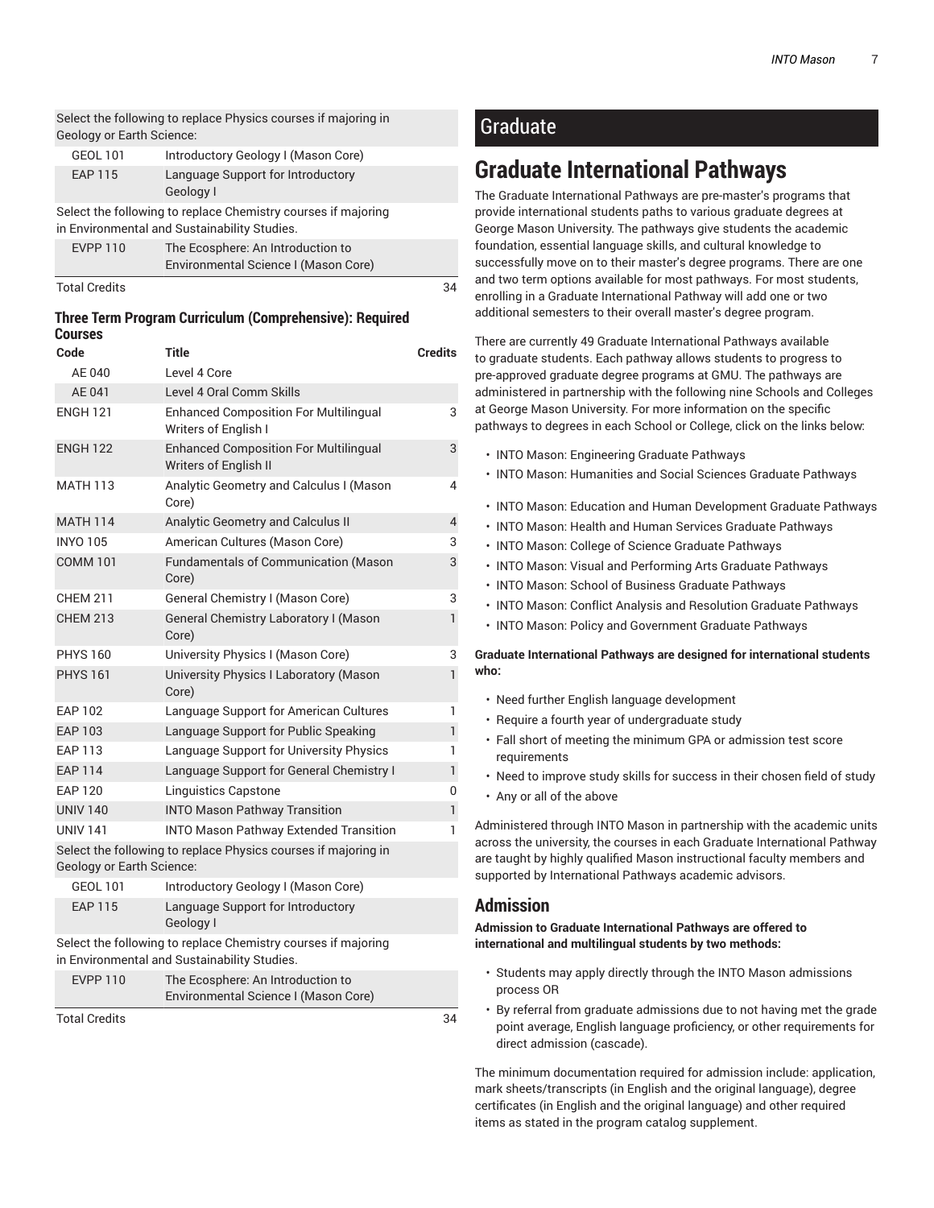| Code | Title | Credits |
|---|---|---|
| Select the following to replace Physics courses if majoring in Geology or Earth Science: | | |
| GEOL 101 | Introductory Geology I (Mason Core) | |
| EAP 115 | Language Support for Introductory Geology I | |
| Select the following to replace Chemistry courses if majoring in Environmental and Sustainability Studies. | | |
| EVPP 110 | The Ecosphere: An Introduction to Environmental Science I (Mason Core) | |
| Total Credits | | 34 |

#### Three Term Program Curriculum (Comprehensive): Required Courses

| Code | Title | Credits |
|---|---|---|
| AE 040 | Level 4 Core | |
| AE 041 | Level 4 Oral Comm Skills | |
| ENGH 121 | Enhanced Composition For Multilingual Writers of English I | 3 |
| ENGH 122 | Enhanced Composition For Multilingual Writers of English II | 3 |
| MATH 113 | Analytic Geometry and Calculus I (Mason Core) | 4 |
| MATH 114 | Analytic Geometry and Calculus II | 4 |
| INYO 105 | American Cultures (Mason Core) | 3 |
| COMM 101 | Fundamentals of Communication (Mason Core) | 3 |
| CHEM 211 | General Chemistry I (Mason Core) | 3 |
| CHEM 213 | General Chemistry Laboratory I (Mason Core) | 1 |
| PHYS 160 | University Physics I (Mason Core) | 3 |
| PHYS 161 | University Physics I Laboratory (Mason Core) | 1 |
| EAP 102 | Language Support for American Cultures | 1 |
| EAP 103 | Language Support for Public Speaking | 1 |
| EAP 113 | Language Support for University Physics | 1 |
| EAP 114 | Language Support for General Chemistry I | 1 |
| EAP 120 | Linguistics Capstone | 0 |
| UNIV 140 | INTO Mason Pathway Transition | 1 |
| UNIV 141 | INTO Mason Pathway Extended Transition | 1 |
| Select the following to replace Physics courses if majoring in Geology or Earth Science: | | |
| GEOL 101 | Introductory Geology I (Mason Core) | |
| EAP 115 | Language Support for Introductory Geology I | |
| Select the following to replace Chemistry courses if majoring in Environmental and Sustainability Studies. | | |
| EVPP 110 | The Ecosphere: An Introduction to Environmental Science I (Mason Core) | |
| Total Credits | | 34 |

# Graduate

## Graduate International Pathways

The Graduate International Pathways are pre-master's programs that provide international students paths to various graduate degrees at George Mason University. The pathways give students the academic foundation, essential language skills, and cultural knowledge to successfully move on to their master's degree programs. There are one and two term options available for most pathways. For most students, enrolling in a Graduate International Pathway will add one or two additional semesters to their overall master's degree program.

There are currently 49 Graduate International Pathways available to graduate students. Each pathway allows students to progress to pre-approved graduate degree programs at GMU. The pathways are administered in partnership with the following nine Schools and Colleges at George Mason University. For more information on the specific pathways to degrees in each School or College, click on the links below:

- INTO Mason: Engineering Graduate Pathways
- INTO Mason: Humanities and Social Sciences Graduate Pathways
- INTO Mason: Education and Human Development Graduate Pathways
- INTO Mason: Health and Human Services Graduate Pathways
- INTO Mason: College of Science Graduate Pathways
- INTO Mason: Visual and Performing Arts Graduate Pathways
- INTO Mason: School of Business Graduate Pathways
- INTO Mason: Conflict Analysis and Resolution Graduate Pathways
- INTO Mason: Policy and Government Graduate Pathways

**Graduate International Pathways are designed for international students who:**

- Need further English language development
- Require a fourth year of undergraduate study
- Fall short of meeting the minimum GPA or admission test score requirements
- Need to improve study skills for success in their chosen field of study
- Any or all of the above

Administered through INTO Mason in partnership with the academic units across the university, the courses in each Graduate International Pathway are taught by highly qualified Mason instructional faculty members and supported by International Pathways academic advisors.

### Admission

**Admission to Graduate International Pathways are offered to international and multilingual students by two methods:**

- Students may apply directly through the INTO Mason admissions process OR
- By referral from graduate admissions due to not having met the grade point average, English language proficiency, or other requirements for direct admission (cascade).

The minimum documentation required for admission include: application, mark sheets/transcripts (in English and the original language), degree certificates (in English and the original language) and other required items as stated in the program catalog supplement.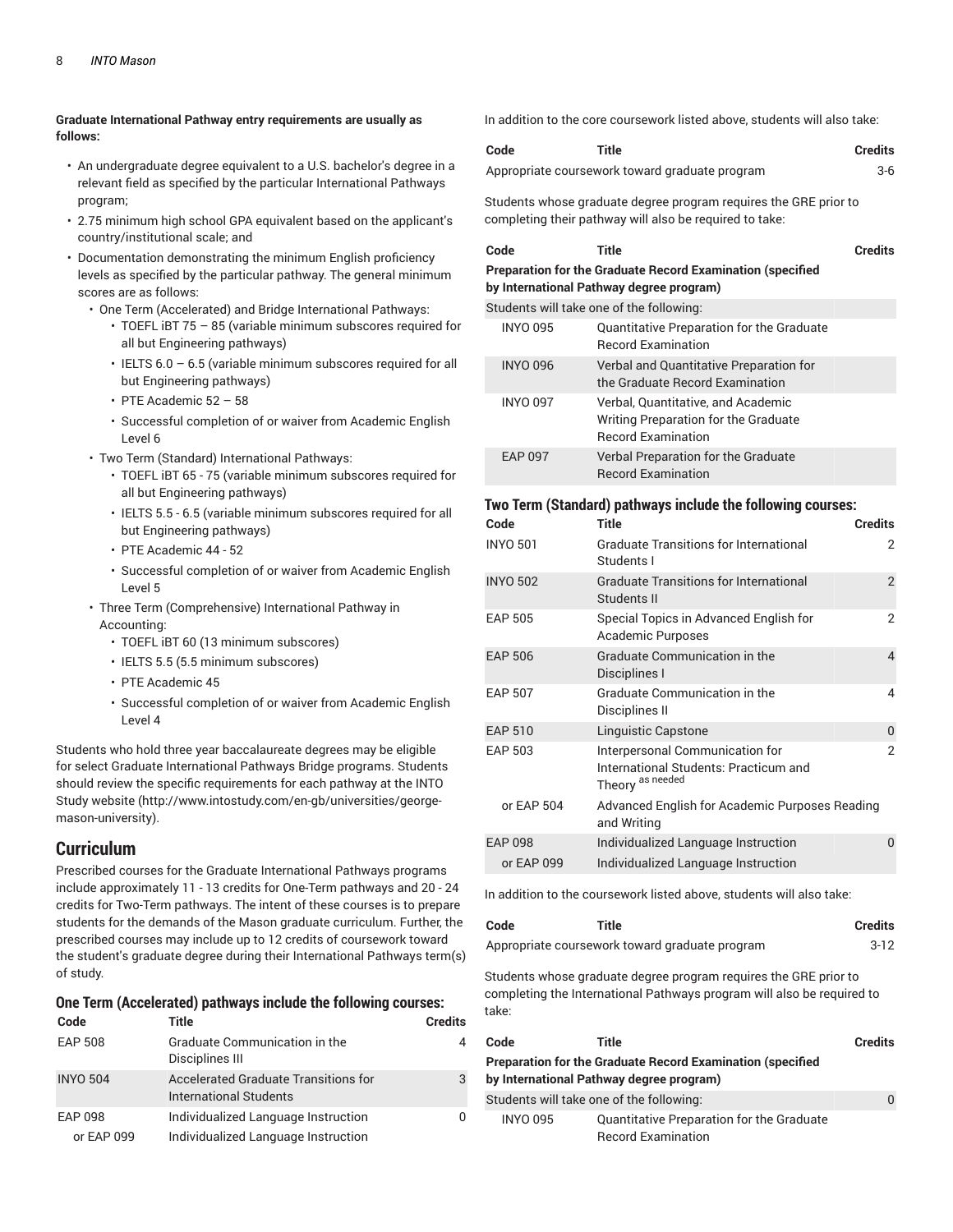**Graduate International Pathway entry requirements are usually as follows:**

- An undergraduate degree equivalent to a U.S. bachelor's degree in a relevant field as specified by the particular International Pathways program;
- 2.75 minimum high school GPA equivalent based on the applicant's country/institutional scale; and
- Documentation demonstrating the minimum English proficiency levels as specified by the particular pathway. The general minimum scores are as follows:
  - One Term (Accelerated) and Bridge International Pathways:
    - TOEFL iBT 75 – 85 (variable minimum subscores required for all but Engineering pathways)
    - IELTS 6.0 – 6.5 (variable minimum subscores required for all but Engineering pathways)
    - PTE Academic 52 – 58
    - Successful completion of or waiver from Academic English Level 6
  - Two Term (Standard) International Pathways:
    - TOEFL iBT 65 - 75 (variable minimum subscores required for all but Engineering pathways)
    - IELTS 5.5 - 6.5 (variable minimum subscores required for all but Engineering pathways)
    - PTE Academic 44 - 52
    - Successful completion of or waiver from Academic English Level 5
  - Three Term (Comprehensive) International Pathway in Accounting:
    - TOEFL iBT 60 (13 minimum subscores)
    - IELTS 5.5 (5.5 minimum subscores)
    - PTE Academic 45
    - Successful completion of or waiver from Academic English Level 4

Students who hold three year baccalaureate degrees may be eligible for select Graduate International Pathways Bridge programs. Students should review the specific requirements for each pathway at the INTO Study website (http://www.intostudy.com/en-gb/universities/george-mason-university).

## Curriculum

Prescribed courses for the Graduate International Pathways programs include approximately 11 - 13 credits for One-Term pathways and 20 - 24 credits for Two-Term pathways. The intent of these courses is to prepare students for the demands of the Mason graduate curriculum. Further, the prescribed courses may include up to 12 credits of coursework toward the student's graduate degree during their International Pathways term(s) of study.

### One Term (Accelerated) pathways include the following courses:

| Code | Title | Credits |
|---|---|---|
| EAP 508 | Graduate Communication in the Disciplines III | 4 |
| INYO 504 | Accelerated Graduate Transitions for International Students | 3 |
| EAP 098 | Individualized Language Instruction | 0 |
| or EAP 099 | Individualized Language Instruction | |

In addition to the core coursework listed above, students will also take:

| Code | Title | Credits |
|---|---|---|
| Appropriate coursework toward graduate program | | 3-6 |

Students whose graduate degree program requires the GRE prior to completing their pathway will also be required to take:

| Code | Title | Credits |
|---|---|---|
| **Preparation for the Graduate Record Examination (specified by International Pathway degree program)** | | |
| Students will take one of the following: | | |
| INYO 095 | Quantitative Preparation for the Graduate Record Examination | |
| INYO 096 | Verbal and Quantitative Preparation for the Graduate Record Examination | |
| INYO 097 | Verbal, Quantitative, and Academic Writing Preparation for the Graduate Record Examination | |
| EAP 097 | Verbal Preparation for the Graduate Record Examination | |

### Two Term (Standard) pathways include the following courses:

| Code | Title | Credits |
|---|---|---|
| INYO 501 | Graduate Transitions for International Students I | 2 |
| INYO 502 | Graduate Transitions for International Students II | 2 |
| EAP 505 | Special Topics in Advanced English for Academic Purposes | 2 |
| EAP 506 | Graduate Communication in the Disciplines I | 4 |
| EAP 507 | Graduate Communication in the Disciplines II | 4 |
| EAP 510 | Linguistic Capstone | 0 |
| EAP 503 | Interpersonal Communication for International Students: Practicum and Theory as needed | 2 |
| or EAP 504 | Advanced English for Academic Purposes Reading and Writing | |
| EAP 098 | Individualized Language Instruction | 0 |
| or EAP 099 | Individualized Language Instruction | |

In addition to the coursework listed above, students will also take:

| Code | Title | Credits |
|---|---|---|
| Appropriate coursework toward graduate program | | 3-12 |

Students whose graduate degree program requires the GRE prior to completing the International Pathways program will also be required to take:

| Code | Title | Credits |
|---|---|---|
| **Preparation for the Graduate Record Examination (specified by International Pathway degree program)** | | |
| Students will take one of the following: | | 0 |
| INYO 095 | Quantitative Preparation for the Graduate Record Examination | |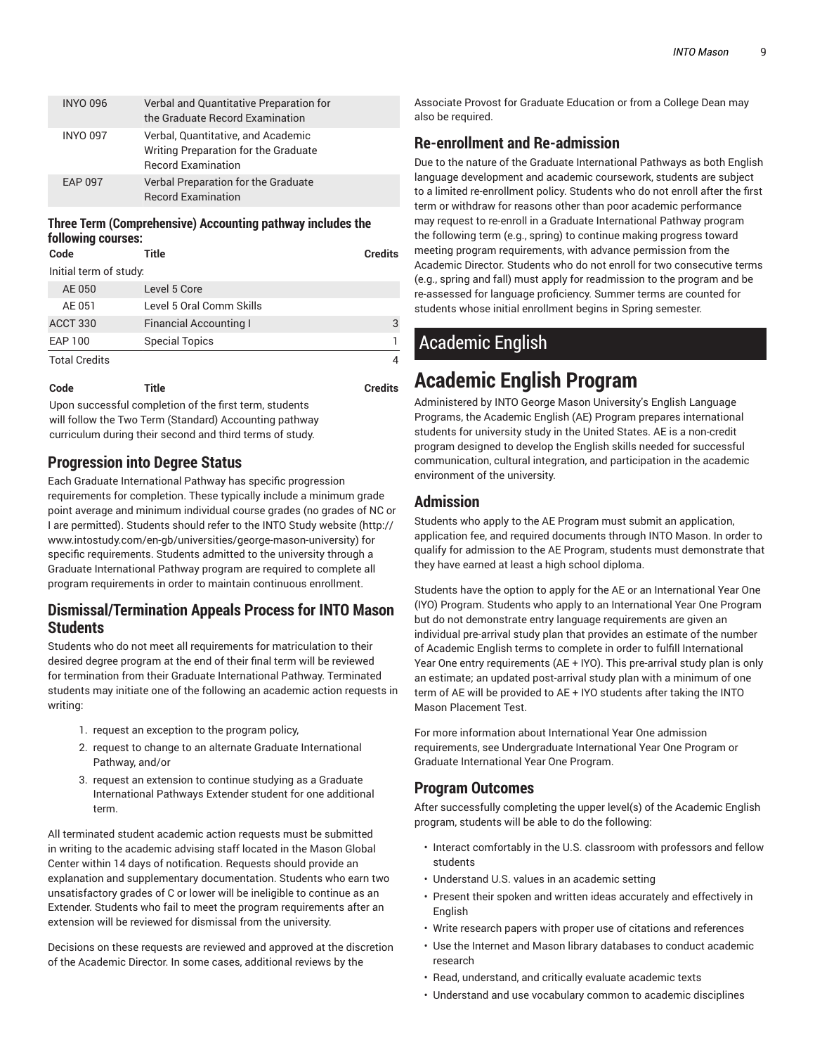| | | |
|---|---|---|
| INYO 096 | Verbal and Quantitative Preparation for the Graduate Record Examination | |
| INYO 097 | Verbal, Quantitative, and Academic Writing Preparation for the Graduate Record Examination | |
| EAP 097 | Verbal Preparation for the Graduate Record Examination | |

**Three Term (Comprehensive) Accounting pathway includes the following courses:**

| Code | Title | Credits |
|---|---|---|
| Initial term of study: | | |
| AE 050 | Level 5 Core | |
| AE 051 | Level 5 Oral Comm Skills | |
| ACCT 330 | Financial Accounting I | 3 |
| EAP 100 | Special Topics | 1 |
| Total Credits | | 4 |

| Code | Title | Credits |
|---|---|---|
| Upon successful completion of the first term, students will follow the Two Term (Standard) Accounting pathway curriculum during their second and third terms of study. | | |

## Progression into Degree Status

Each Graduate International Pathway has specific progression requirements for completion. These typically include a minimum grade point average and minimum individual course grades (no grades of NC or I are permitted). Students should refer to the INTO Study website (http://www.intostudy.com/en-gb/universities/george-mason-university) for specific requirements. Students admitted to the university through a Graduate International Pathway program are required to complete all program requirements in order to maintain continuous enrollment.

## Dismissal/Termination Appeals Process for INTO Mason Students

Students who do not meet all requirements for matriculation to their desired degree program at the end of their final term will be reviewed for termination from their Graduate International Pathway. Terminated students may initiate one of the following an academic action requests in writing:

1. request an exception to the program policy,
2. request to change to an alternate Graduate International Pathway, and/or
3. request an extension to continue studying as a Graduate International Pathways Extender student for one additional term.

All terminated student academic action requests must be submitted in writing to the academic advising staff located in the Mason Global Center within 14 days of notification. Requests should provide an explanation and supplementary documentation. Students who earn two unsatisfactory grades of C or lower will be ineligible to continue as an Extender. Students who fail to meet the program requirements after an extension will be reviewed for dismissal from the university.

Decisions on these requests are reviewed and approved at the discretion of the Academic Director. In some cases, additional reviews by the Associate Provost for Graduate Education or from a College Dean may also be required.

## Re-enrollment and Re-admission

Due to the nature of the Graduate International Pathways as both English language development and academic coursework, students are subject to a limited re-enrollment policy. Students who do not enroll after the first term or withdraw for reasons other than poor academic performance may request to re-enroll in a Graduate International Pathway program the following term (e.g., spring) to continue making progress toward meeting program requirements, with advance permission from the Academic Director. Students who do not enroll for two consecutive terms (e.g., spring and fall) must apply for readmission to the program and be re-assessed for language proficiency. Summer terms are counted for students whose initial enrollment begins in Spring semester.

# Academic English

# Academic English Program

Administered by INTO George Mason University's English Language Programs, the Academic English (AE) Program prepares international students for university study in the United States. AE is a non-credit program designed to develop the English skills needed for successful communication, cultural integration, and participation in the academic environment of the university.

## Admission

Students who apply to the AE Program must submit an application, application fee, and required documents through INTO Mason. In order to qualify for admission to the AE Program, students must demonstrate that they have earned at least a high school diploma.

Students have the option to apply for the AE or an International Year One (IYO) Program. Students who apply to an International Year One Program but do not demonstrate entry language requirements are given an individual pre-arrival study plan that provides an estimate of the number of Academic English terms to complete in order to fulfill International Year One entry requirements (AE + IYO). This pre-arrival study plan is only an estimate; an updated post-arrival study plan with a minimum of one term of AE will be provided to AE + IYO students after taking the INTO Mason Placement Test.

For more information about International Year One admission requirements, see Undergraduate International Year One Program or Graduate International Year One Program.

## Program Outcomes

After successfully completing the upper level(s) of the Academic English program, students will be able to do the following:

- Interact comfortably in the U.S. classroom with professors and fellow students
- Understand U.S. values in an academic setting
- Present their spoken and written ideas accurately and effectively in English
- Write research papers with proper use of citations and references
- Use the Internet and Mason library databases to conduct academic research
- Read, understand, and critically evaluate academic texts
- Understand and use vocabulary common to academic disciplines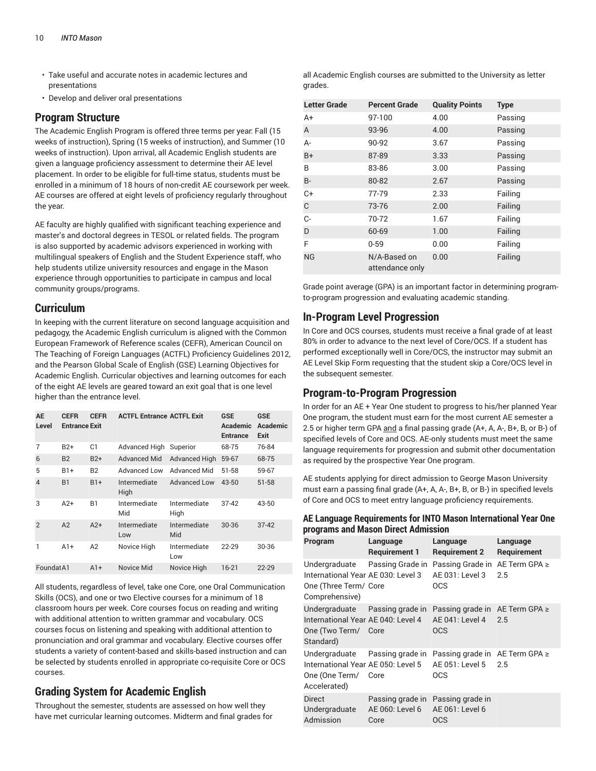- Take useful and accurate notes in academic lectures and presentations
- Develop and deliver oral presentations

## Program Structure

The Academic English Program is offered three terms per year: Fall (15 weeks of instruction), Spring (15 weeks of instruction), and Summer (10 weeks of instruction). Upon arrival, all Academic English students are given a language proficiency assessment to determine their AE level placement. In order to be eligible for full-time status, students must be enrolled in a minimum of 18 hours of non-credit AE coursework per week. AE courses are offered at eight levels of proficiency regularly throughout the year.

AE faculty are highly qualified with significant teaching experience and master's and doctoral degrees in TESOL or related fields. The program is also supported by academic advisors experienced in working with multilingual speakers of English and the Student Experience staff, who help students utilize university resources and engage in the Mason experience through opportunities to participate in campus and local community groups/programs.

## Curriculum

In keeping with the current literature on second language acquisition and pedagogy, the Academic English curriculum is aligned with the Common European Framework of Reference scales (CEFR), American Council on The Teaching of Foreign Languages (ACTFL) Proficiency Guidelines 2012, and the Pearson Global Scale of English (GSE) Learning Objectives for Academic English. Curricular objectives and learning outcomes for each of the eight AE levels are geared toward an exit goal that is one level higher than the entrance level.

| AE Level | CEFR Entrance | CEFR Exit | ACTFL Entrance | ACTFL Exit | GSE Academic Entrance | GSE Academic Exit |
|---|---|---|---|---|---|---|
| 7 | B2+ | C1 | Advanced High | Superior | 68-75 | 76-84 |
| 6 | B2 | B2+ | Advanced Mid | Advanced High | 59-67 | 68-75 |
| 5 | B1+ | B2 | Advanced Low | Advanced Mid | 51-58 | 59-67 |
| 4 | B1 | B1+ | Intermediate High | Advanced Low | 43-50 | 51-58 |
| 3 | A2+ | B1 | Intermediate Mid | Intermediate High | 37-42 | 43-50 |
| 2 | A2 | A2+ | Intermediate Low | Intermediate Mid | 30-36 | 37-42 |
| 1 | A1+ | A2 | Novice High | Intermediate Low | 22-29 | 30-36 |
| Foundat | A1 | A1+ | Novice Mid | Novice High | 16-21 | 22-29 |

All students, regardless of level, take one Core, one Oral Communication Skills (OCS), and one or two Elective courses for a minimum of 18 classroom hours per week. Core courses focus on reading and writing with additional attention to written grammar and vocabulary. OCS courses focus on listening and speaking with additional attention to pronunciation and oral grammar and vocabulary. Elective courses offer students a variety of content-based and skills-based instruction and can be selected by students enrolled in appropriate co-requisite Core or OCS courses.

## Grading System for Academic English

Throughout the semester, students are assessed on how well they have met curricular learning outcomes. Midterm and final grades for all Academic English courses are submitted to the University as letter grades.

| Letter Grade | Percent Grade | Quality Points | Type |
|---|---|---|---|
| A+ | 97-100 | 4.00 | Passing |
| A | 93-96 | 4.00 | Passing |
| A- | 90-92 | 3.67 | Passing |
| B+ | 87-89 | 3.33 | Passing |
| B | 83-86 | 3.00 | Passing |
| B- | 80-82 | 2.67 | Passing |
| C+ | 77-79 | 2.33 | Failing |
| C | 73-76 | 2.00 | Failing |
| C- | 70-72 | 1.67 | Failing |
| D | 60-69 | 1.00 | Failing |
| F | 0-59 | 0.00 | Failing |
| NG | N/A-Based on attendance only | 0.00 | Failing |

Grade point average (GPA) is an important factor in determining program-to-program progression and evaluating academic standing.

## In-Program Level Progression

In Core and OCS courses, students must receive a final grade of at least 80% in order to advance to the next level of Core/OCS. If a student has performed exceptionally well in Core/OCS, the instructor may submit an AE Level Skip Form requesting that the student skip a Core/OCS level in the subsequent semester.

## Program-to-Program Progression

In order for an AE + Year One student to progress to his/her planned Year One program, the student must earn for the most current AE semester a 2.5 or higher term GPA and a final passing grade (A+, A, A-, B+, B, or B-) of specified levels of Core and OCS. AE-only students must meet the same language requirements for progression and submit other documentation as required by the prospective Year One program.

AE students applying for direct admission to George Mason University must earn a passing final grade (A+, A, A-, B+, B, or B-) in specified levels of Core and OCS to meet entry language proficiency requirements.

### AE Language Requirements for INTO Mason International Year One programs and Mason Direct Admission

| Program | Language Requirement 1 | Language Requirement 2 | Language Requirement |
|---|---|---|---|
| Undergraduate International Year One (Three Term/ Comprehensive) | Passing Grade in AE 030: Level 3 Core | Passing Grade in AE 031: Level 3 OCS | AE Term GPA ≥ 2.5 |
| Undergraduate International Year One (Two Term/ Standard) | Passing grade in AE 040: Level 4 Core | Passing grade in AE 041: Level 4 OCS | AE Term GPA ≥ 2.5 |
| Undergraduate International Year One (One Term/ Accelerated) | Passing grade in AE 050: Level 5 Core | Passing grade in AE 051: Level 5 OCS | AE Term GPA ≥ 2.5 |
| Direct Undergraduate Admission | Passing grade in AE 060: Level 6 Core | Passing grade in AE 061: Level 6 OCS | |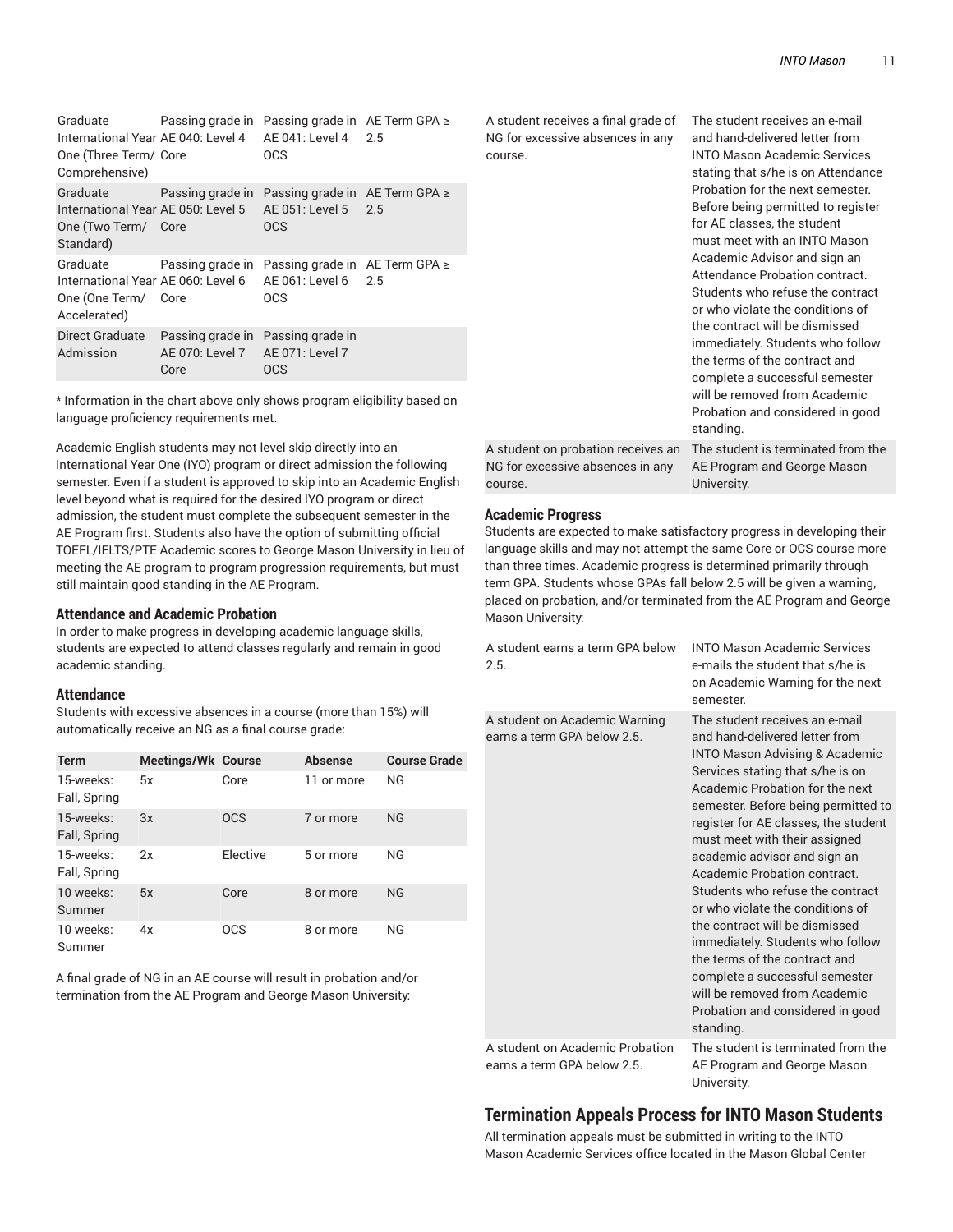| Graduate International Year One (Three Term/ Comprehensive) | Passing grade in AE 040: Level 4 Core | Passing grade in AE 041: Level 4 OCS | AE Term GPA ≥ 2.5 |
|---|---|---|---|
| Graduate International Year One (Two Term/ Standard) | Passing grade in AE 050: Level 5 Core | Passing grade in AE 051: Level 5 OCS | AE Term GPA ≥ 2.5 |
| Graduate International Year One (One Term/ Accelerated) | Passing grade in AE 060: Level 6 Core | Passing grade in AE 061: Level 6 OCS | AE Term GPA ≥ 2.5 |
| Direct Graduate Admission | Passing grade in AE 070: Level 7 Core | Passing grade in AE 071: Level 7 OCS | |

* Information in the chart above only shows program eligibility based on language proficiency requirements met.

Academic English students may not level skip directly into an International Year One (IYO) program or direct admission the following semester. Even if a student is approved to skip into an Academic English level beyond what is required for the desired IYO program or direct admission, the student must complete the subsequent semester in the AE Program first. Students also have the option of submitting official TOEFL/IELTS/PTE Academic scores to George Mason University in lieu of meeting the AE program-to-program progression requirements, but must still maintain good standing in the AE Program.

### Attendance and Academic Probation

In order to make progress in developing academic language skills, students are expected to attend classes regularly and remain in good academic standing.

### Attendance

Students with excessive absences in a course (more than 15%) will automatically receive an NG as a final course grade:

| Term | Meetings/Wk | Course | Absense | Course Grade |
|---|---|---|---|---|
| 15-weeks: Fall, Spring | 5x | Core | 11 or more | NG |
| 15-weeks: Fall, Spring | 3x | OCS | 7 or more | NG |
| 15-weeks: Fall, Spring | 2x | Elective | 5 or more | NG |
| 10 weeks: Summer | 5x | Core | 8 or more | NG |
| 10 weeks: Summer | 4x | OCS | 8 or more | NG |

A final grade of NG in an AE course will result in probation and/or termination from the AE Program and George Mason University:

| | |
|---|---|
| A student receives a final grade of NG for excessive absences in any course. | The student receives an e-mail and hand-delivered letter from INTO Mason Academic Services stating that s/he is on Attendance Probation for the next semester. Before being permitted to register for AE classes, the student must meet with an INTO Mason Academic Advisor and sign an Attendance Probation contract. Students who refuse the contract or who violate the conditions of the contract will be dismissed immediately. Students who follow the terms of the contract and complete a successful semester will be removed from Academic Probation and considered in good standing. |
| A student on probation receives an NG for excessive absences in any course. | The student is terminated from the AE Program and George Mason University. |

### Academic Progress

Students are expected to make satisfactory progress in developing their language skills and may not attempt the same Core or OCS course more than three times. Academic progress is determined primarily through term GPA. Students whose GPAs fall below 2.5 will be given a warning, placed on probation, and/or terminated from the AE Program and George Mason University:

| | |
|---|---|
| A student earns a term GPA below 2.5. | INTO Mason Academic Services e-mails the student that s/he is on Academic Warning for the next semester. |
| A student on Academic Warning earns a term GPA below 2.5. | The student receives an e-mail and hand-delivered letter from INTO Mason Advising & Academic Services stating that s/he is on Academic Probation for the next semester. Before being permitted to register for AE classes, the student must meet with their assigned academic advisor and sign an Academic Probation contract. Students who refuse the contract or who violate the conditions of the contract will be dismissed immediately. Students who follow the terms of the contract and complete a successful semester will be removed from Academic Probation and considered in good standing. |
| A student on Academic Probation earns a term GPA below 2.5. | The student is terminated from the AE Program and George Mason University. |

## Termination Appeals Process for INTO Mason Students

All termination appeals must be submitted in writing to the INTO Mason Academic Services office located in the Mason Global Center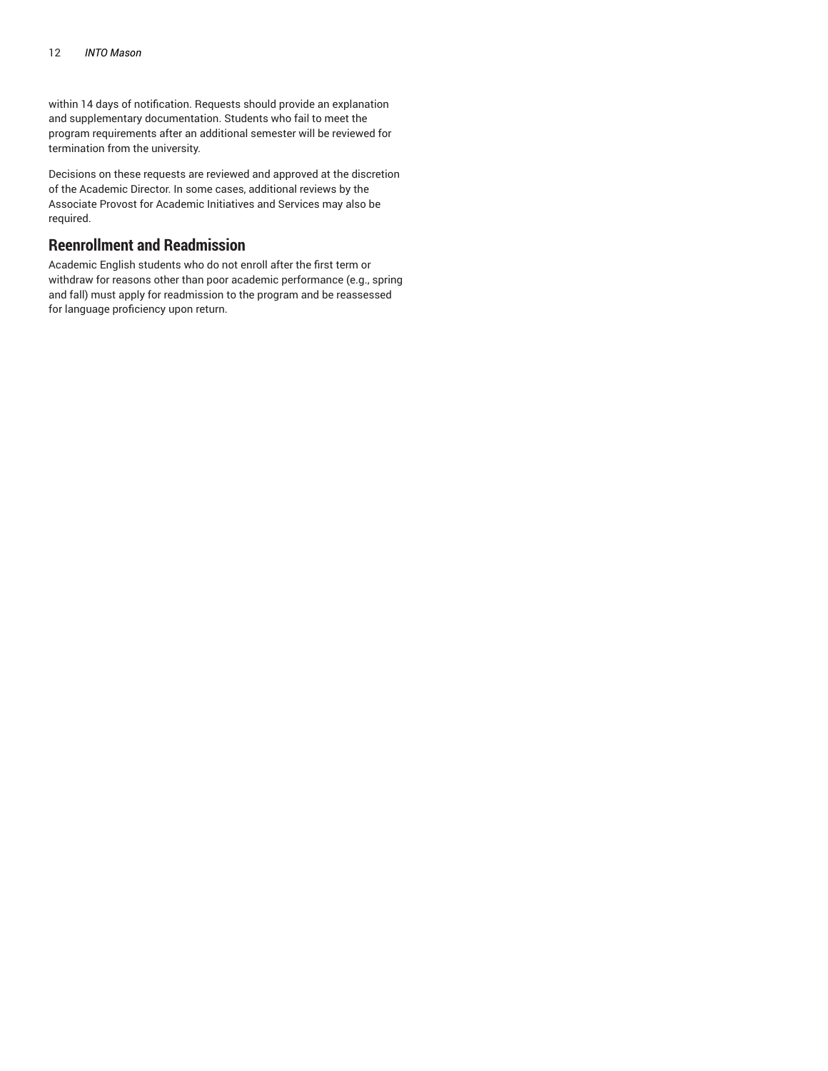within 14 days of notification. Requests should provide an explanation and supplementary documentation. Students who fail to meet the program requirements after an additional semester will be reviewed for termination from the university.

Decisions on these requests are reviewed and approved at the discretion of the Academic Director. In some cases, additional reviews by the Associate Provost for Academic Initiatives and Services may also be required.

## Reenrollment and Readmission

Academic English students who do not enroll after the first term or withdraw for reasons other than poor academic performance (e.g., spring and fall) must apply for readmission to the program and be reassessed for language proficiency upon return.